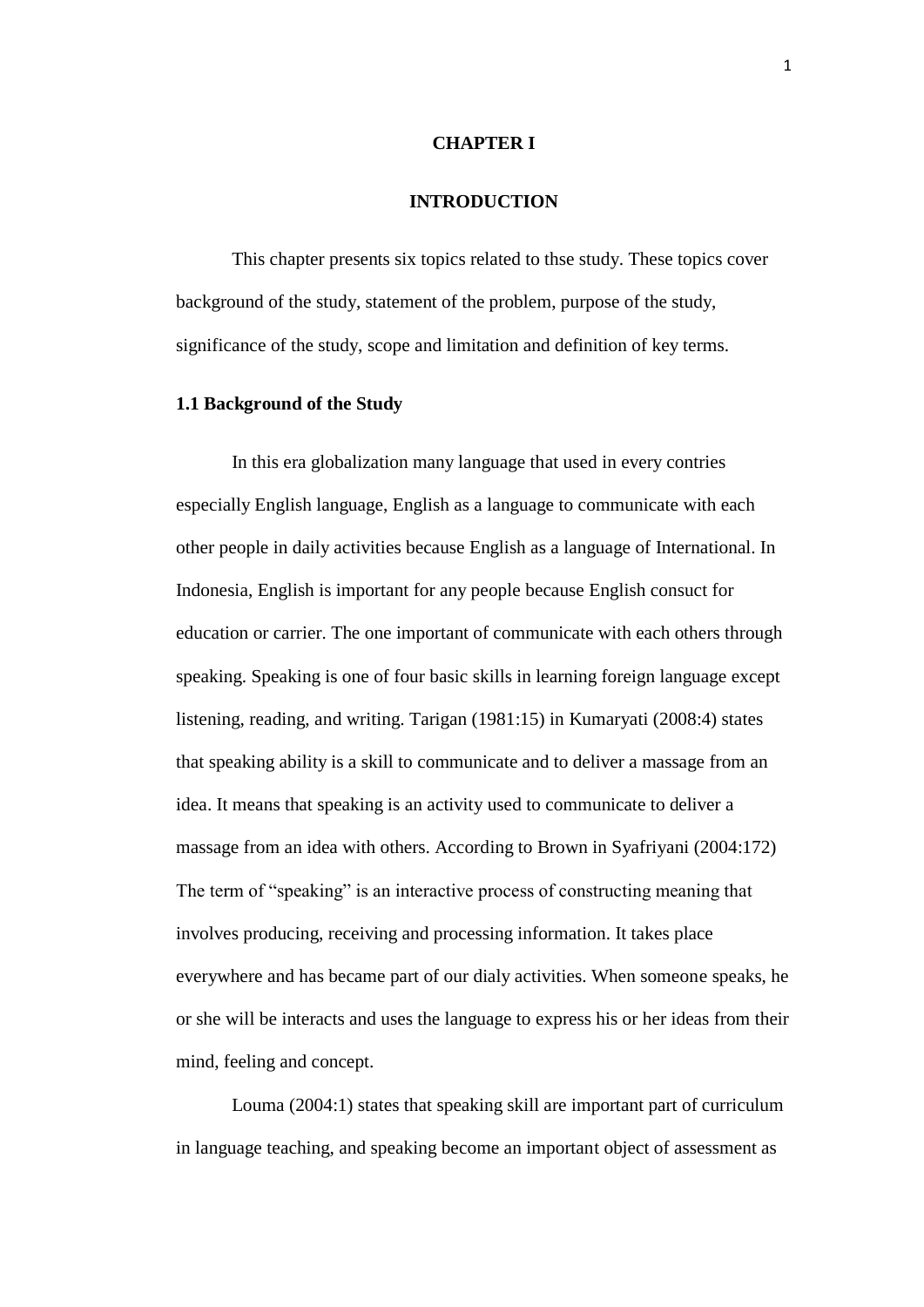# CHAPTER I

# INTRODUCTION

This chapter presents six topics related to thse study. These topics cover background of the study, statement of the problem, purpose of the study, significance of the study, scope and limitation and definition of key terms.

## 1.1 Background of the Study

In this era globalization many language that used in every contries especially English language, English as a language to communicate with each other people in daily activities because English as a language of International. In Indonesia, English is important for any people because English consuct for education or carrier. The one important of communicate with each others through speaking. Speaking is one of four basic skills in learning foreign language except listening, reading, and writing. Tarigan (1981:15) in Kumaryati (2008:4) states that speaking ability is a skill to communicate and to deliver a massage from an idea. It means that speaking is an activity used to communicate to deliver a massage from an idea with others. According to Brown in Syafriyani (2004:172) The term of "speaking" is an interactive process of constructing meaning that involves producing, receiving and processing information. It takes place everywhere and has became part of our dialy activities. When someone speaks, he or she will be interacts and uses the language to express his or her ideas from their mind, feeling and concept.

Louma (2004:1) states that speaking skill are important part of curriculum in language teaching, and speaking become an important object of assessment as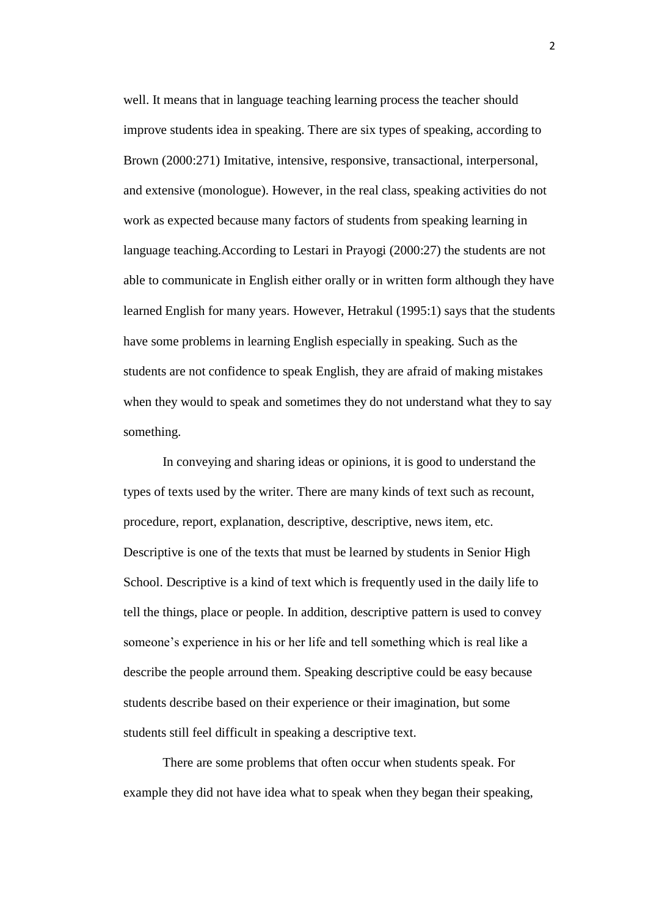well. It means that in language teaching learning process the teacher should improve students idea in speaking. There are six types of speaking, according to Brown (2000:271) Imitative, intensive, responsive, transactional, interpersonal, and extensive (monologue). However, in the real class, speaking activities do not work as expected because many factors of students from speaking learning in language teaching.According to Lestari in Prayogi (2000:27) the students are not able to communicate in English either orally or in written form although they have learned English for many years. However, Hetrakul (1995:1) says that the students have some problems in learning English especially in speaking. Such as the students are not confidence to speak English, they are afraid of making mistakes when they would to speak and sometimes they do not understand what they to say something.

In conveying and sharing ideas or opinions, it is good to understand the types of texts used by the writer. There are many kinds of text such as recount, procedure, report, explanation, descriptive, descriptive, news item, etc. Descriptive is one of the texts that must be learned by students in Senior High School. Descriptive is a kind of text which is frequently used in the daily life to tell the things, place or people. In addition, descriptive pattern is used to convey someone's experience in his or her life and tell something which is real like a describe the people arround them. Speaking descriptive could be easy because students describe based on their experience or their imagination, but some students still feel difficult in speaking a descriptive text.

There are some problems that often occur when students speak. For example they did not have idea what to speak when they began their speaking,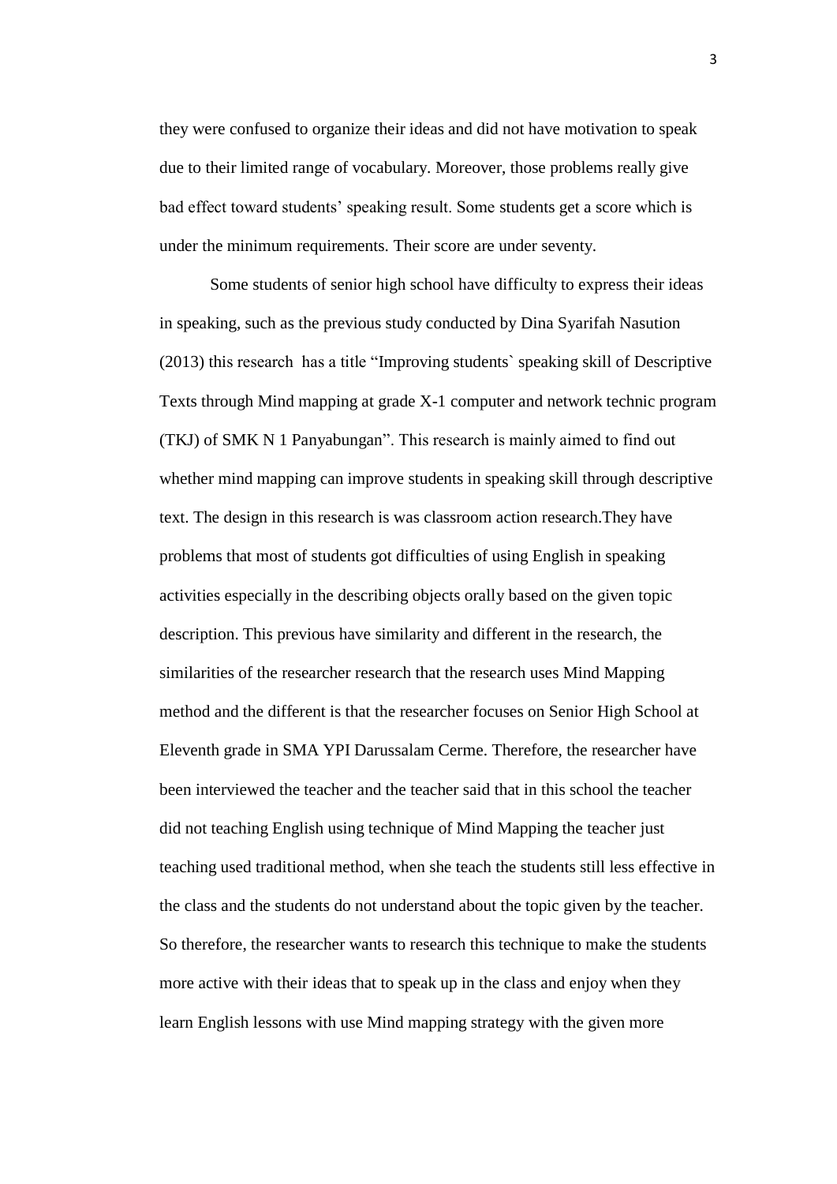they were confused to organize their ideas and did not have motivation to speak due to their limited range of vocabulary. Moreover, those problems really give bad effect toward students' speaking result. Some students get a score which is under the minimum requirements. Their score are under seventy.

Some students of senior high school have difficulty to express their ideas in speaking, such as the previous study conducted by Dina Syarifah Nasution (2013) this research has a title "Improving students` speaking skill of Descriptive Texts through Mind mapping at grade X-1 computer and network technic program (TKJ) of SMK N 1 Panyabungan". This research is mainly aimed to find out whether mind mapping can improve students in speaking skill through descriptive text. The design in this research is was classroom action research.They have problems that most of students got difficulties of using English in speaking activities especially in the describing objects orally based on the given topic description. This previous have similarity and different in the research, the similarities of the researcher research that the research uses Mind Mapping method and the different is that the researcher focuses on Senior High School at Eleventh grade in SMA YPI Darussalam Cerme. Therefore, the researcher have been interviewed the teacher and the teacher said that in this school the teacher did not teaching English using technique of Mind Mapping the teacher just teaching used traditional method, when she teach the students still less effective in the class and the students do not understand about the topic given by the teacher. So therefore, the researcher wants to research this technique to make the students more active with their ideas that to speak up in the class and enjoy when they learn English lessons with use Mind mapping strategy with the given more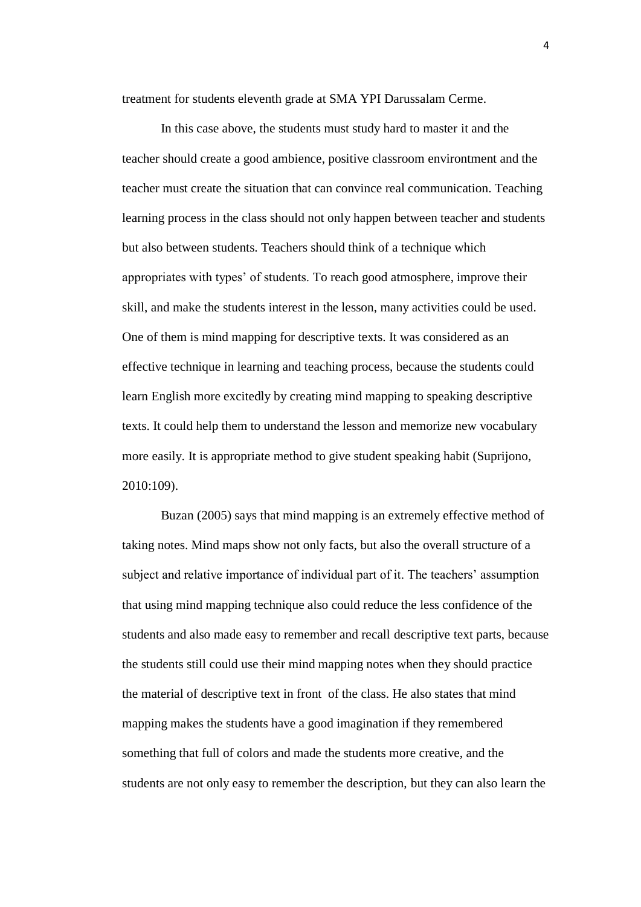treatment for students eleventh grade at SMA YPI Darussalam Cerme.

In this case above, the students must study hard to master it and the teacher should create a good ambience, positive classroom environtment and the teacher must create the situation that can convince real communication. Teaching learning process in the class should not only happen between teacher and students but also between students. Teachers should think of a technique which appropriates with types' of students. To reach good atmosphere, improve their skill, and make the students interest in the lesson, many activities could be used. One of them is mind mapping for descriptive texts. It was considered as an effective technique in learning and teaching process, because the students could learn English more excitedly by creating mind mapping to speaking descriptive texts. It could help them to understand the lesson and memorize new vocabulary more easily. It is appropriate method to give student speaking habit (Suprijono, 2010:109).

Buzan (2005) says that mind mapping is an extremely effective method of taking notes. Mind maps show not only facts, but also the overall structure of a subject and relative importance of individual part of it. The teachers' assumption that using mind mapping technique also could reduce the less confidence of the students and also made easy to remember and recall descriptive text parts, because the students still could use their mind mapping notes when they should practice the material of descriptive text in front of the class. He also states that mind mapping makes the students have a good imagination if they remembered something that full of colors and made the students more creative, and the students are not only easy to remember the description, but they can also learn the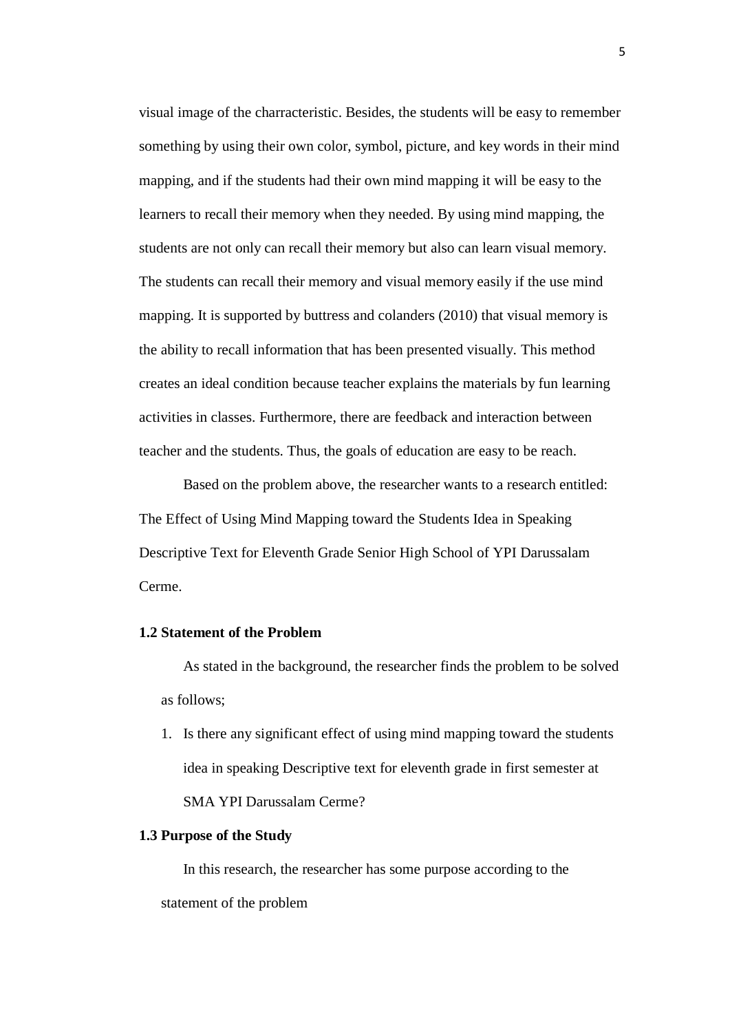visual image of the charracteristic. Besides, the students will be easy to remember something by using their own color, symbol, picture, and key words in their mind mapping, and if the students had their own mind mapping it will be easy to the learners to recall their memory when they needed. By using mind mapping, the students are not only can recall their memory but also can learn visual memory. The students can recall their memory and visual memory easily if the use mind mapping. It is supported by buttress and colanders (2010) that visual memory is the ability to recall information that has been presented visually. This method creates an ideal condition because teacher explains the materials by fun learning activities in classes. Furthermore, there are feedback and interaction between teacher and the students. Thus, the goals of education are easy to be reach.

Based on the problem above, the researcher wants to a research entitled: The Effect of Using Mind Mapping toward the Students Idea in Speaking Descriptive Text for Eleventh Grade Senior High School of YPI Darussalam Cerme.

### 1.2 Statement of the Problem

As stated in the background, the researcher finds the problem to be solved as follows;

1. Is there any significant effect of using mind mapping toward the students idea in speaking Descriptive text for eleventh grade in first semester at SMA YPI Darussalam Cerme?

### 1.3 Purpose of the Study

In this research, the researcher has some purpose according to the statement of the problem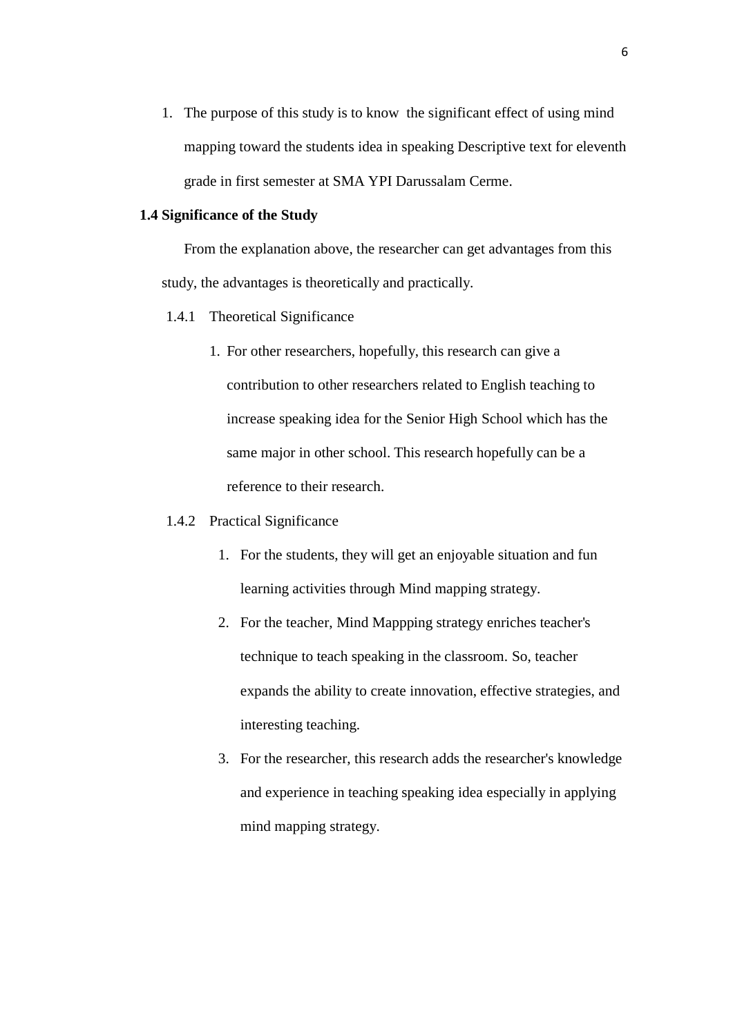1. The purpose of this study is to know the significant effect of using mind mapping toward the students idea in speaking Descriptive text for eleventh grade in first semester at SMA YPI Darussalam Cerme.

### 1.4 Significance of the Study

From the explanation above, the researcher can get advantages from this study, the advantages is theoretically and practically.

1.4.1 Theoretical Significance

1. For other researchers, hopefully, this research can give a contribution to other researchers related to English teaching to increase speaking idea for the Senior High School which has the same major in other school. This research hopefully can be a reference to their research.

1.4.2 Practical Significance

1. For the students, they will get an enjoyable situation and fun learning activities through Mind mapping strategy.
2. For the teacher, Mind Mappping strategy enriches teacher's technique to teach speaking in the classroom. So, teacher expands the ability to create innovation, effective strategies, and interesting teaching.
3. For the researcher, this research adds the researcher's knowledge and experience in teaching speaking idea especially in applying mind mapping strategy.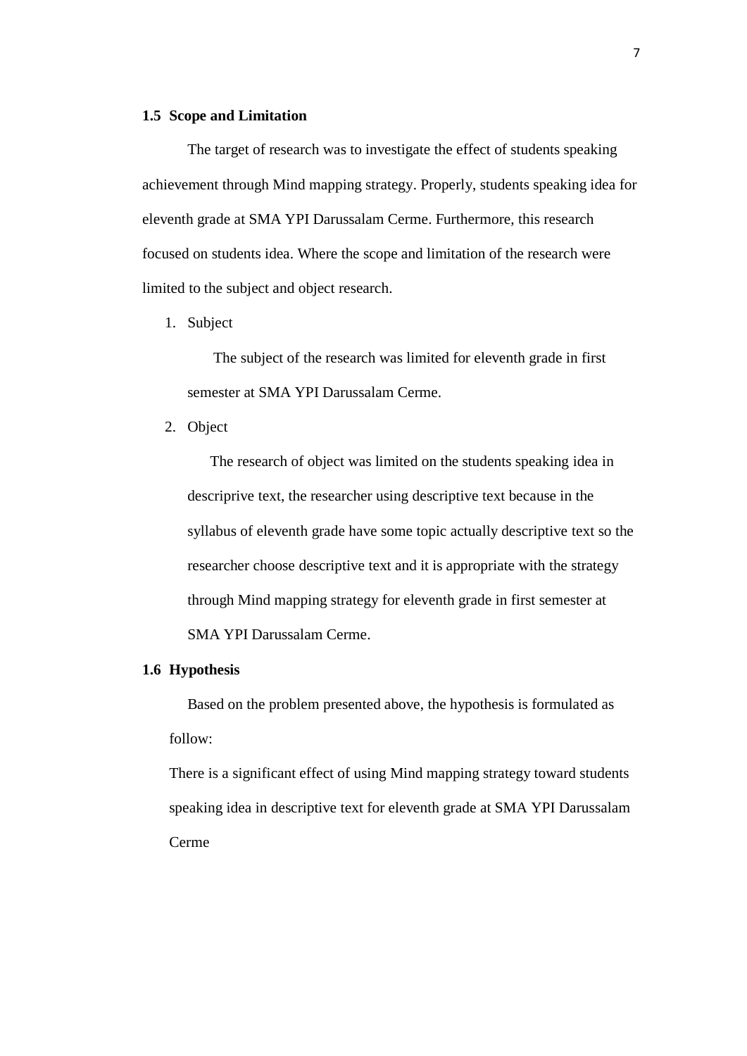### 1.5 Scope and Limitation

The target of research was to investigate the effect of students speaking achievement through Mind mapping strategy. Properly, students speaking idea for eleventh grade at SMA YPI Darussalam Cerme. Furthermore, this research focused on students idea. Where the scope and limitation of the research were limited to the subject and object research.

1. Subject

   The subject of the research was limited for eleventh grade in first semester at SMA YPI Darussalam Cerme.

2. Object

   The research of object was limited on the students speaking idea in descriprive text, the researcher using descriptive text because in the syllabus of eleventh grade have some topic actually descriptive text so the researcher choose descriptive text and it is appropriate with the strategy through Mind mapping strategy for eleventh grade in first semester at SMA YPI Darussalam Cerme.

### 1.6 Hypothesis

Based on the problem presented above, the hypothesis is formulated as follow:

There is a significant effect of using Mind mapping strategy toward students speaking idea in descriptive text for eleventh grade at SMA YPI Darussalam Cerme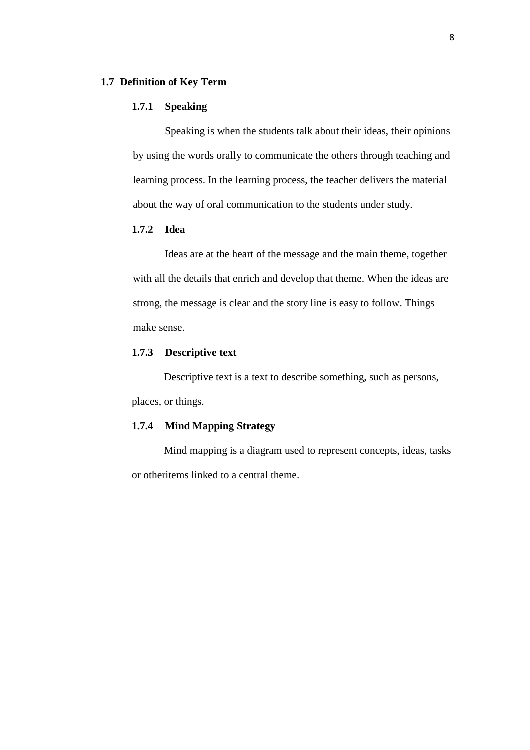## 1.7 Definition of Key Term

### 1.7.1 Speaking

Speaking is when the students talk about their ideas, their opinions by using the words orally to communicate the others through teaching and learning process. In the learning process, the teacher delivers the material about the way of oral communication to the students under study.

### 1.7.2 Idea

Ideas are at the heart of the message and the main theme, together with all the details that enrich and develop that theme. When the ideas are strong, the message is clear and the story line is easy to follow. Things make sense.

### 1.7.3 Descriptive text

Descriptive text is a text to describe something, such as persons, places, or things.

### 1.7.4 Mind Mapping Strategy

Mind mapping is a diagram used to represent concepts, ideas, tasks or otheritems linked to a central theme.